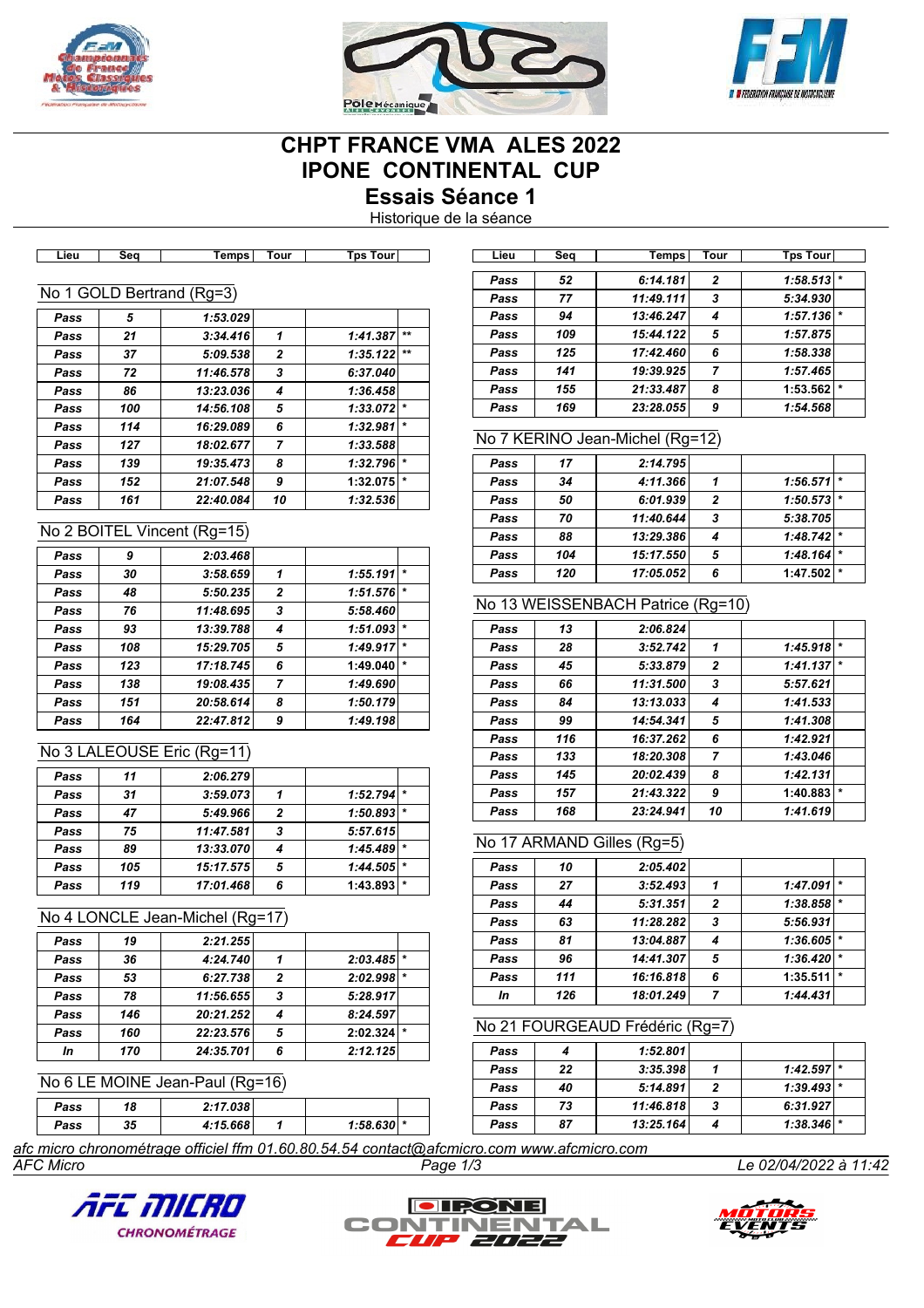# CHPT FRANCE VMA ALES 2022

# IPONE CONTINENTAL CUP

## Essais Séance 1

Historique de la séance

### No 1 GOLD Bertrand (Rg=3)

| Lieu | Seq | Temps | Tour | Tps Tour | |
|---|---|---|---|---|---|
| Pass | 5 | 1:53.029 | | | |
| Pass | 21 | 3:34.416 | 1 | 1:41.387 | ** |
| Pass | 37 | 5:09.538 | 2 | 1:35.122 | ** |
| Pass | 72 | 11:46.578 | 3 | 6:37.040 | |
| Pass | 86 | 13:23.036 | 4 | 1:36.458 | |
| Pass | 100 | 14:56.108 | 5 | 1:33.072 | * |
| Pass | 114 | 16:29.089 | 6 | 1:32.981 | * |
| Pass | 127 | 18:02.677 | 7 | 1:33.588 | |
| Pass | 139 | 19:35.473 | 8 | 1:32.796 | * |
| Pass | 152 | 21:07.548 | 9 | 1:32.075 | * |
| Pass | 161 | 22:40.084 | 10 | 1:32.536 | |

### No 2 BOITEL Vincent (Rg=15)

| Lieu | Seq | Temps | Tour | Tps Tour | |
|---|---|---|---|---|---|
| Pass | 9 | 2:03.468 | | | |
| Pass | 30 | 3:58.659 | 1 | 1:55.191 | * |
| Pass | 48 | 5:50.235 | 2 | 1:51.576 | * |
| Pass | 76 | 11:48.695 | 3 | 5:58.460 | |
| Pass | 93 | 13:39.788 | 4 | 1:51.093 | * |
| Pass | 108 | 15:29.705 | 5 | 1:49.917 | * |
| Pass | 123 | 17:18.745 | 6 | 1:49.040 | * |
| Pass | 138 | 19:08.435 | 7 | 1:49.690 | |
| Pass | 151 | 20:58.614 | 8 | 1:50.179 | |
| Pass | 164 | 22:47.812 | 9 | 1:49.198 | |

### No 3 LALEOUSE Eric (Rg=11)

| Lieu | Seq | Temps | Tour | Tps Tour | |
|---|---|---|---|---|---|
| Pass | 11 | 2:06.279 | | | |
| Pass | 31 | 3:59.073 | 1 | 1:52.794 | * |
| Pass | 47 | 5:49.966 | 2 | 1:50.893 | * |
| Pass | 75 | 11:47.581 | 3 | 5:57.615 | |
| Pass | 89 | 13:33.070 | 4 | 1:45.489 | * |
| Pass | 105 | 15:17.575 | 5 | 1:44.505 | * |
| Pass | 119 | 17:01.468 | 6 | 1:43.893 | * |

### No 4 LONCLE Jean-Michel (Rg=17)

| Lieu | Seq | Temps | Tour | Tps Tour | |
|---|---|---|---|---|---|
| Pass | 19 | 2:21.255 | | | |
| Pass | 36 | 4:24.740 | 1 | 2:03.485 | * |
| Pass | 53 | 6:27.738 | 2 | 2:02.998 | * |
| Pass | 78 | 11:56.655 | 3 | 5:28.917 | |
| Pass | 146 | 20:21.252 | 4 | 8:24.597 | |
| Pass | 160 | 22:23.576 | 5 | 2:02.324 | * |
| In | 170 | 24:35.701 | 6 | 2:12.125 | |

### No 6 LE MOINE Jean-Paul (Rg=16)

| Lieu | Seq | Temps | Tour | Tps Tour | |
|---|---|---|---|---|---|
| Pass | 18 | 2:17.038 | | | |
| Pass | 35 | 4:15.668 | 1 | 1:58.630 | * |
| Pass | 52 | 6:14.181 | 2 | 1:58.513 | * |
| Pass | 77 | 11:49.111 | 3 | 5:34.930 | |
| Pass | 94 | 13:46.247 | 4 | 1:57.136 | * |
| Pass | 109 | 15:44.122 | 5 | 1:57.875 | |
| Pass | 125 | 17:42.460 | 6 | 1:58.338 | |
| Pass | 141 | 19:39.925 | 7 | 1:57.465 | |
| Pass | 155 | 21:33.487 | 8 | 1:53.562 | * |
| Pass | 169 | 23:28.055 | 9 | 1:54.568 | |

### No 7 KERINO Jean-Michel (Rg=12)

| Lieu | Seq | Temps | Tour | Tps Tour | |
|---|---|---|---|---|---|
| Pass | 17 | 2:14.795 | | | |
| Pass | 34 | 4:11.366 | 1 | 1:56.571 | * |
| Pass | 50 | 6:01.939 | 2 | 1:50.573 | * |
| Pass | 70 | 11:40.644 | 3 | 5:38.705 | |
| Pass | 88 | 13:29.386 | 4 | 1:48.742 | * |
| Pass | 104 | 15:17.550 | 5 | 1:48.164 | * |
| Pass | 120 | 17:05.052 | 6 | 1:47.502 | * |

### No 13 WEISSENBACH Patrice (Rg=10)

| Lieu | Seq | Temps | Tour | Tps Tour | |
|---|---|---|---|---|---|
| Pass | 13 | 2:06.824 | | | |
| Pass | 28 | 3:52.742 | 1 | 1:45.918 | * |
| Pass | 45 | 5:33.879 | 2 | 1:41.137 | * |
| Pass | 66 | 11:31.500 | 3 | 5:57.621 | |
| Pass | 84 | 13:13.033 | 4 | 1:41.533 | |
| Pass | 99 | 14:54.341 | 5 | 1:41.308 | |
| Pass | 116 | 16:37.262 | 6 | 1:42.921 | |
| Pass | 133 | 18:20.308 | 7 | 1:43.046 | |
| Pass | 145 | 20:02.439 | 8 | 1:42.131 | |
| Pass | 157 | 21:43.322 | 9 | 1:40.883 | * |
| Pass | 168 | 23:24.941 | 10 | 1:41.619 | |

### No 17 ARMAND Gilles (Rg=5)

| Lieu | Seq | Temps | Tour | Tps Tour | |
|---|---|---|---|---|---|
| Pass | 10 | 2:05.402 | | | |
| Pass | 27 | 3:52.493 | 1 | 1:47.091 | * |
| Pass | 44 | 5:31.351 | 2 | 1:38.858 | * |
| Pass | 63 | 11:28.282 | 3 | 5:56.931 | |
| Pass | 81 | 13:04.887 | 4 | 1:36.605 | * |
| Pass | 96 | 14:41.307 | 5 | 1:36.420 | * |
| Pass | 111 | 16:16.818 | 6 | 1:35.511 | * |
| In | 126 | 18:01.249 | 7 | 1:44.431 | |

### No 21 FOURGEAUD Frédéric (Rg=7)

| Lieu | Seq | Temps | Tour | Tps Tour | |
|---|---|---|---|---|---|
| Pass | 4 | 1:52.801 | | | |
| Pass | 22 | 3:35.398 | 1 | 1:42.597 | * |
| Pass | 40 | 5:14.891 | 2 | 1:39.493 | * |
| Pass | 73 | 11:46.818 | 3 | 6:31.927 | |
| Pass | 87 | 13:25.164 | 4 | 1:38.346 | * |

afc micro chronométrage officiel ffm 01.60.80.54.54 contact@afcmicro.com www.afcmicro.com

AFC Micro — Le 02/04/2022 à 11:42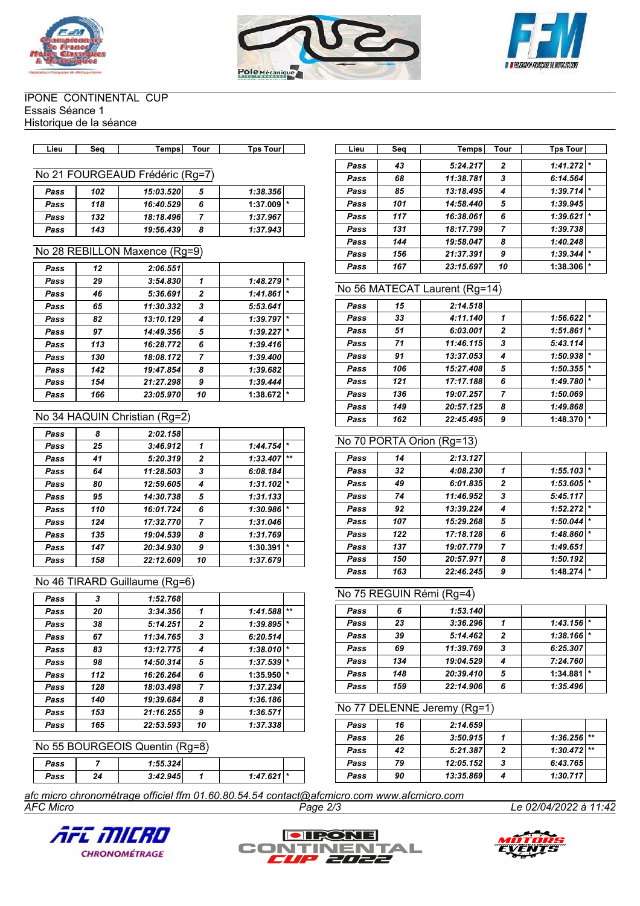IPONE CONTINENTAL CUP
Essais Séance 1
Historique de la séance

| Lieu | Seq | Temps | Tour | Tps Tour | |
|---|---|---|---|---|---|

## No 21 FOURGEAUD Frédéric (Rg=7)

| Lieu | Seq | Temps | Tour | Tps Tour | |
|---|---|---|---|---|---|
| Pass | 102 | 15:03.520 | 5 | 1:38.356 | |
| Pass | 118 | 16:40.529 | 6 | 1:37.009 | * |
| Pass | 132 | 18:18.496 | 7 | 1:37.967 | |
| Pass | 143 | 19:56.439 | 8 | 1:37.943 | |

## No 28 REBILLON Maxence (Rg=9)

| Lieu | Seq | Temps | Tour | Tps Tour | |
|---|---|---|---|---|---|
| Pass | 12 | 2:06.551 | | | |
| Pass | 29 | 3:54.830 | 1 | 1:48.279 | * |
| Pass | 46 | 5:36.691 | 2 | 1:41.861 | * |
| Pass | 65 | 11:30.332 | 3 | 5:53.641 | |
| Pass | 82 | 13:10.129 | 4 | 1:39.797 | * |
| Pass | 97 | 14:49.356 | 5 | 1:39.227 | * |
| Pass | 113 | 16:28.772 | 6 | 1:39.416 | |
| Pass | 130 | 18:08.172 | 7 | 1:39.400 | |
| Pass | 142 | 19:47.854 | 8 | 1:39.682 | |
| Pass | 154 | 21:27.298 | 9 | 1:39.444 | |
| Pass | 166 | 23:05.970 | 10 | 1:38.672 | * |

## No 34 HAQUIN Christian (Rg=2)

| Lieu | Seq | Temps | Tour | Tps Tour | |
|---|---|---|---|---|---|
| Pass | 8 | 2:02.158 | | | |
| Pass | 25 | 3:46.912 | 1 | 1:44.754 | * |
| Pass | 41 | 5:20.319 | 2 | 1:33.407 | ** |
| Pass | 64 | 11:28.503 | 3 | 6:08.184 | |
| Pass | 80 | 12:59.605 | 4 | 1:31.102 | * |
| Pass | 95 | 14:30.738 | 5 | 1:31.133 | |
| Pass | 110 | 16:01.724 | 6 | 1:30.986 | * |
| Pass | 124 | 17:32.770 | 7 | 1:31.046 | |
| Pass | 135 | 19:04.539 | 8 | 1:31.769 | |
| Pass | 147 | 20:34.930 | 9 | 1:30.391 | * |
| Pass | 158 | 22:12.609 | 10 | 1:37.679 | |

## No 46 TIRARD Guillaume (Rg=6)

| Lieu | Seq | Temps | Tour | Tps Tour | |
|---|---|---|---|---|---|
| Pass | 3 | 1:52.768 | | | |
| Pass | 20 | 3:34.356 | 1 | 1:41.588 | ** |
| Pass | 38 | 5:14.251 | 2 | 1:39.895 | * |
| Pass | 67 | 11:34.765 | 3 | 6:20.514 | |
| Pass | 83 | 13:12.775 | 4 | 1:38.010 | * |
| Pass | 98 | 14:50.314 | 5 | 1:37.539 | * |
| Pass | 112 | 16:26.264 | 6 | 1:35.950 | * |
| Pass | 128 | 18:03.498 | 7 | 1:37.234 | |
| Pass | 140 | 19:39.684 | 8 | 1:36.186 | |
| Pass | 153 | 21:16.255 | 9 | 1:36.571 | |
| Pass | 165 | 22:53.593 | 10 | 1:37.338 | |

## No 55 BOURGEOIS Quentin (Rg=8)

| Lieu | Seq | Temps | Tour | Tps Tour | |
|---|---|---|---|---|---|
| Pass | 7 | 1:55.324 | | | |
| Pass | 24 | 3:42.945 | 1 | 1:47.621 | * |
| Pass | 43 | 5:24.217 | 2 | 1:41.272 | * |
| Pass | 68 | 11:38.781 | 3 | 6:14.564 | |
| Pass | 85 | 13:18.495 | 4 | 1:39.714 | * |
| Pass | 101 | 14:58.440 | 5 | 1:39.945 | |
| Pass | 117 | 16:38.061 | 6 | 1:39.621 | * |
| Pass | 131 | 18:17.799 | 7 | 1:39.738 | |
| Pass | 144 | 19:58.047 | 8 | 1:40.248 | |
| Pass | 156 | 21:37.391 | 9 | 1:39.344 | * |
| Pass | 167 | 23:15.697 | 10 | 1:38.306 | * |

## No 56 MATECAT Laurent (Rg=14)

| Lieu | Seq | Temps | Tour | Tps Tour | |
|---|---|---|---|---|---|
| Pass | 15 | 2:14.518 | | | |
| Pass | 33 | 4:11.140 | 1 | 1:56.622 | * |
| Pass | 51 | 6:03.001 | 2 | 1:51.861 | * |
| Pass | 71 | 11:46.115 | 3 | 5:43.114 | |
| Pass | 91 | 13:37.053 | 4 | 1:50.938 | * |
| Pass | 106 | 15:27.408 | 5 | 1:50.355 | * |
| Pass | 121 | 17:17.188 | 6 | 1:49.780 | * |
| Pass | 136 | 19:07.257 | 7 | 1:50.069 | |
| Pass | 149 | 20:57.125 | 8 | 1:49.868 | |
| Pass | 162 | 22:45.495 | 9 | 1:48.370 | * |

## No 70 PORTA Orion (Rg=13)

| Lieu | Seq | Temps | Tour | Tps Tour | |
|---|---|---|---|---|---|
| Pass | 14 | 2:13.127 | | | |
| Pass | 32 | 4:08.230 | 1 | 1:55.103 | * |
| Pass | 49 | 6:01.835 | 2 | 1:53.605 | * |
| Pass | 74 | 11:46.952 | 3 | 5:45.117 | |
| Pass | 92 | 13:39.224 | 4 | 1:52.272 | * |
| Pass | 107 | 15:29.268 | 5 | 1:50.044 | * |
| Pass | 122 | 17:18.128 | 6 | 1:48.860 | * |
| Pass | 137 | 19:07.779 | 7 | 1:49.651 | |
| Pass | 150 | 20:57.971 | 8 | 1:50.192 | |
| Pass | 163 | 22:46.245 | 9 | 1:48.274 | * |

## No 75 REGUIN Rémi (Rg=4)

| Lieu | Seq | Temps | Tour | Tps Tour | |
|---|---|---|---|---|---|
| Pass | 6 | 1:53.140 | | | |
| Pass | 23 | 3:36.296 | 1 | 1:43.156 | * |
| Pass | 39 | 5:14.462 | 2 | 1:38.166 | * |
| Pass | 69 | 11:39.769 | 3 | 6:25.307 | |
| Pass | 134 | 19:04.529 | 4 | 7:24.760 | |
| Pass | 148 | 20:39.410 | 5 | 1:34.881 | * |
| Pass | 159 | 22:14.906 | 6 | 1:35.496 | |

## No 77 DELENNE Jeremy (Rg=1)

| Lieu | Seq | Temps | Tour | Tps Tour | |
|---|---|---|---|---|---|
| Pass | 16 | 2:14.659 | | | |
| Pass | 26 | 3:50.915 | 1 | 1:36.256 | ** |
| Pass | 42 | 5:21.387 | 2 | 1:30.472 | ** |
| Pass | 79 | 12:05.152 | 3 | 6:43.765 | |
| Pass | 90 | 13:35.869 | 4 | 1:30.717 | |

afc micro chronométrage officiel ffm 01.60.80.54.54 contact@afcmicro.com www.afcmicro.com
AFC Micro — Le 02/04/2022 à 11:42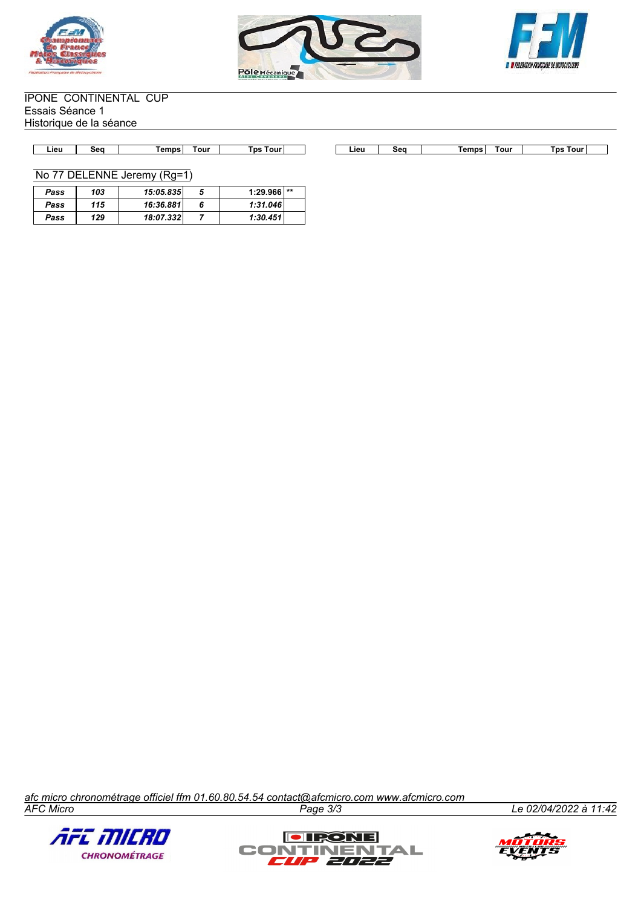IPONE CONTINENTAL CUP

Essais Séance 1

Historique de la séance

No 77 DELENNE Jeremy (Rg=1)

| Lieu | Seq | Temps | Tour | Tps Tour | |
|---|---|---|---|---|---|
| *Pass* | *103* | *15:05.835* | *5* | 1:29.966 | ** |
| *Pass* | *115* | *16:36.881* | *6* | *1:31.046* | |
| *Pass* | *129* | *18:07.332* | *7* | *1:30.451* | |

*afc micro chronométrage officiel ffm 01.60.80.54.54 contact@afcmicro.com www.afcmicro.com*

*AFC Micro* | *Le 02/04/2022 à 11:42*